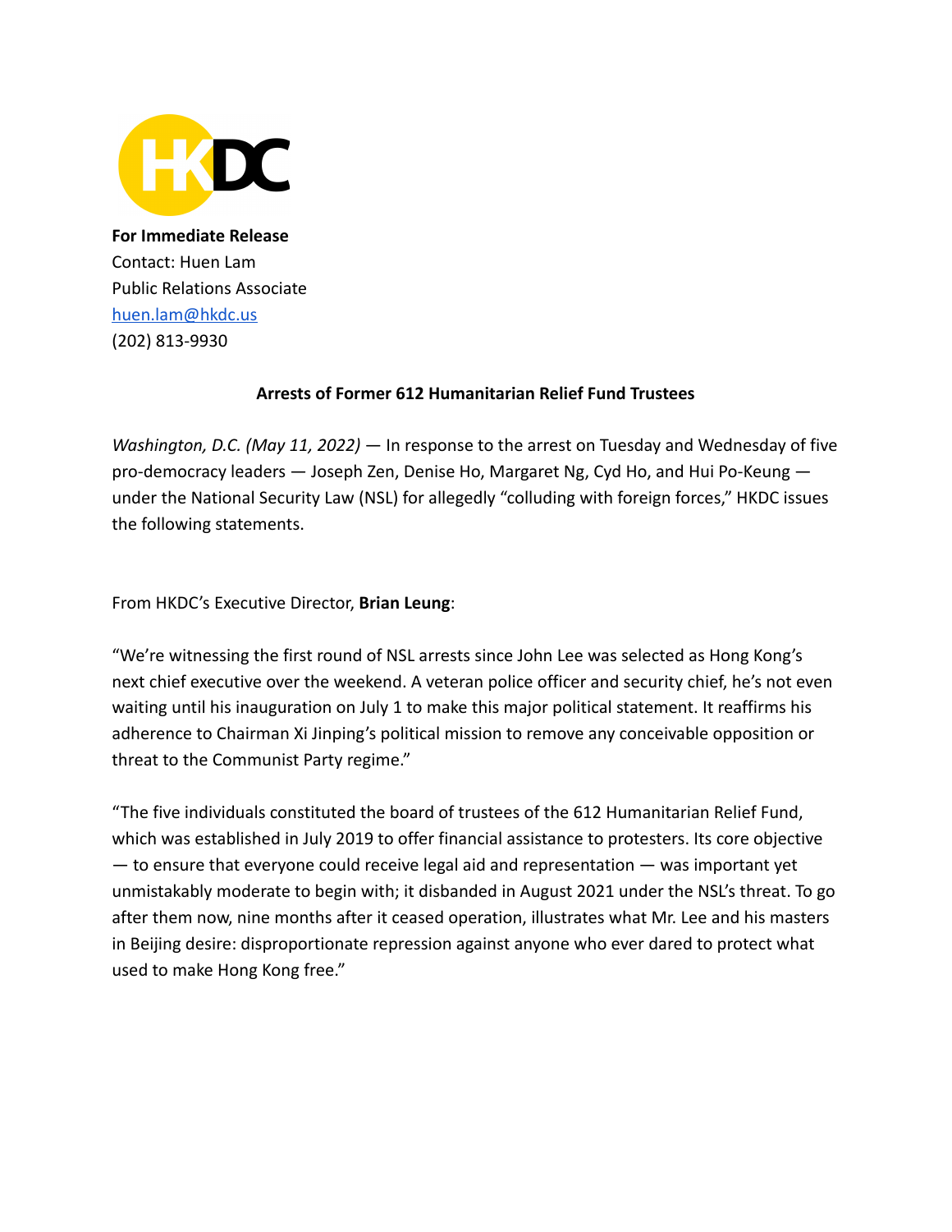**For Immediate Release**
Contact: Huen Lam
Public Relations Associate
[huen.lam@hkdc.us](mailto:huen.lam@hkdc.us)
(202) 813-9930

**Arrests of Former 612 Humanitarian Relief Fund Trustees**

*Washington, D.C. (May 11, 2022)* — In response to the arrest on Tuesday and Wednesday of five pro-democracy leaders — Joseph Zen, Denise Ho, Margaret Ng, Cyd Ho, and Hui Po-Keung — under the National Security Law (NSL) for allegedly "colluding with foreign forces," HKDC issues the following statements.

From HKDC's Executive Director, **Brian Leung**:

"We're witnessing the first round of NSL arrests since John Lee was selected as Hong Kong's next chief executive over the weekend. A veteran police officer and security chief, he's not even waiting until his inauguration on July 1 to make this major political statement. It reaffirms his adherence to Chairman Xi Jinping's political mission to remove any conceivable opposition or threat to the Communist Party regime."

"The five individuals constituted the board of trustees of the 612 Humanitarian Relief Fund, which was established in July 2019 to offer financial assistance to protesters. Its core objective — to ensure that everyone could receive legal aid and representation — was important yet unmistakably moderate to begin with; it disbanded in August 2021 under the NSL's threat. To go after them now, nine months after it ceased operation, illustrates what Mr. Lee and his masters in Beijing desire: disproportionate repression against anyone who ever dared to protect what used to make Hong Kong free."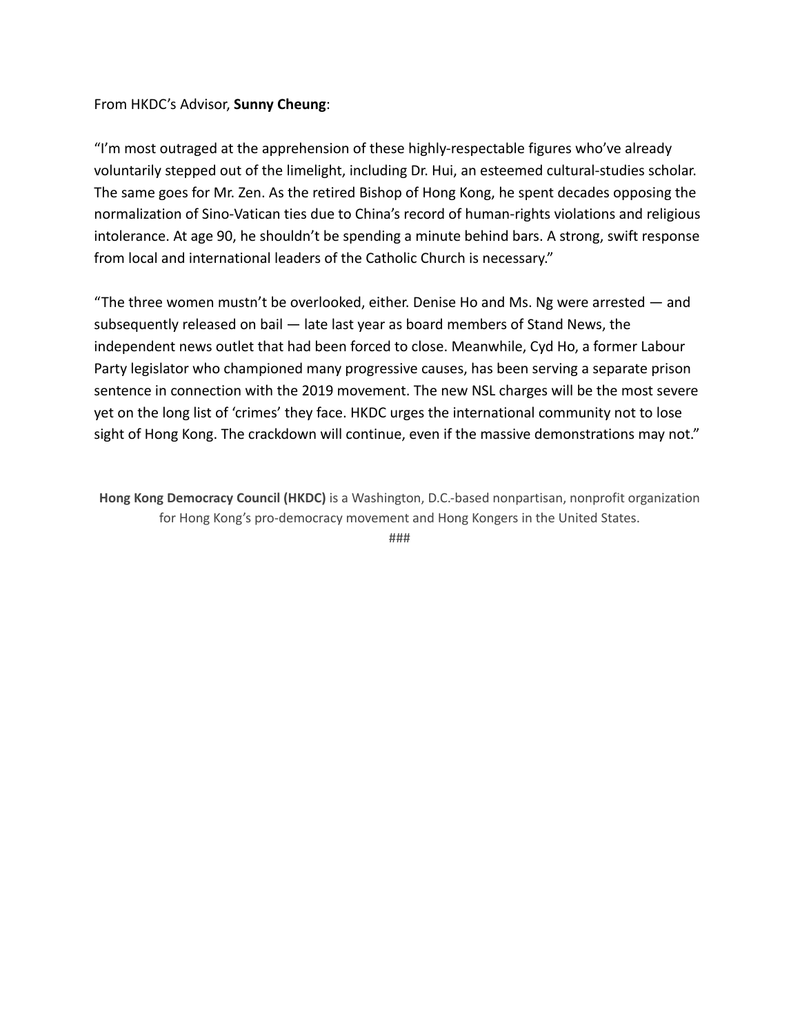From HKDC's Advisor, **Sunny Cheung**:

"I'm most outraged at the apprehension of these highly-respectable figures who've already voluntarily stepped out of the limelight, including Dr. Hui, an esteemed cultural-studies scholar. The same goes for Mr. Zen. As the retired Bishop of Hong Kong, he spent decades opposing the normalization of Sino-Vatican ties due to China's record of human-rights violations and religious intolerance. At age 90, he shouldn't be spending a minute behind bars. A strong, swift response from local and international leaders of the Catholic Church is necessary."

"The three women mustn't be overlooked, either. Denise Ho and Ms. Ng were arrested — and subsequently released on bail — late last year as board members of Stand News, the independent news outlet that had been forced to close. Meanwhile, Cyd Ho, a former Labour Party legislator who championed many progressive causes, has been serving a separate prison sentence in connection with the 2019 movement. The new NSL charges will be the most severe yet on the long list of 'crimes' they face. HKDC urges the international community not to lose sight of Hong Kong. The crackdown will continue, even if the massive demonstrations may not."

**Hong Kong Democracy Council (HKDC)** is a Washington, D.C.-based nonpartisan, nonprofit organization for Hong Kong's pro-democracy movement and Hong Kongers in the United States.

###